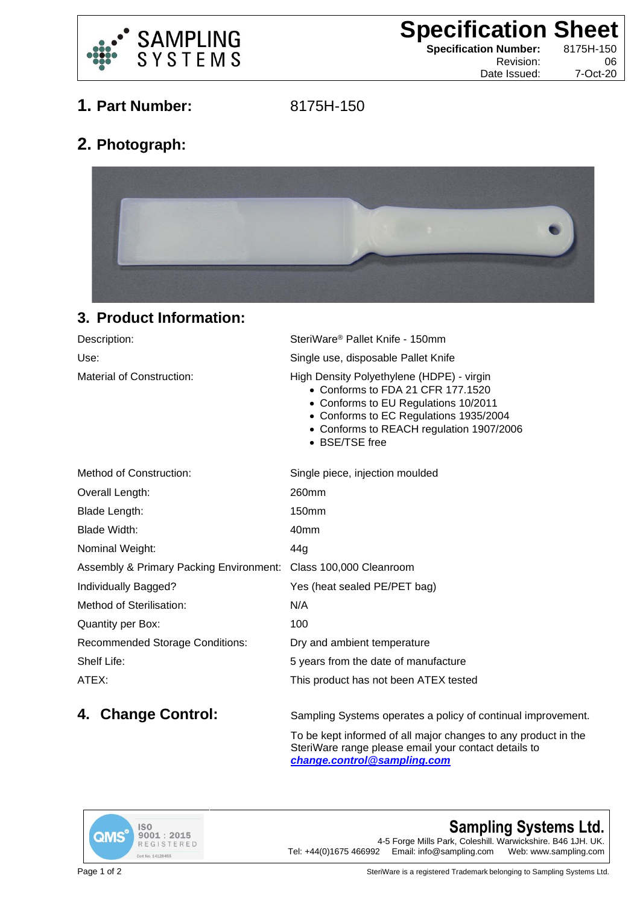SAMPLING SYSTEMS

# Specification Sheet

**Specification Number:** 8175H-150
Revision: 06
Date Issued: 7-Oct-20

## 1. Part Number: 8175H-150

## 2. Photograph:

## 3. Product Information:

| | |
|---|---|
| Description: | SteriWare® Pallet Knife - 150mm |
| Use: | Single use, disposable Pallet Knife |
| Material of Construction: | High Density Polyethylene (HDPE) - virgin<br>• Conforms to FDA 21 CFR 177.1520<br>• Conforms to EU Regulations 10/2011<br>• Conforms to EC Regulations 1935/2004<br>• Conforms to REACH regulation 1907/2006<br>• BSE/TSE free |
| Method of Construction: | Single piece, injection moulded |
| Overall Length: | 260mm |
| Blade Length: | 150mm |
| Blade Width: | 40mm |
| Nominal Weight: | 44g |
| Assembly & Primary Packing Environment: | Class 100,000 Cleanroom |
| Individually Bagged? | Yes (heat sealed PE/PET bag) |
| Method of Sterilisation: | N/A |
| Quantity per Box: | 100 |
| Recommended Storage Conditions: | Dry and ambient temperature |
| Shelf Life: | 5 years from the date of manufacture |
| ATEX: | This product has not been ATEX tested |

## 4. Change Control:

Sampling Systems operates a policy of continual improvement.

To be kept informed of all major changes to any product in the SteriWare range please email your contact details to ***change.control@sampling.com***

QMS ISO 9001 : 2015 REGISTERED Cert No. 14128455

**Sampling Systems Ltd.**
4-5 Forge Mills Park, Coleshill. Warwickshire. B46 1JH. UK.
Tel: +44(0)1675 466992 Email: info@sampling.com Web: www.sampling.com

SteriWare is a registered Trademark belonging to Sampling Systems Ltd.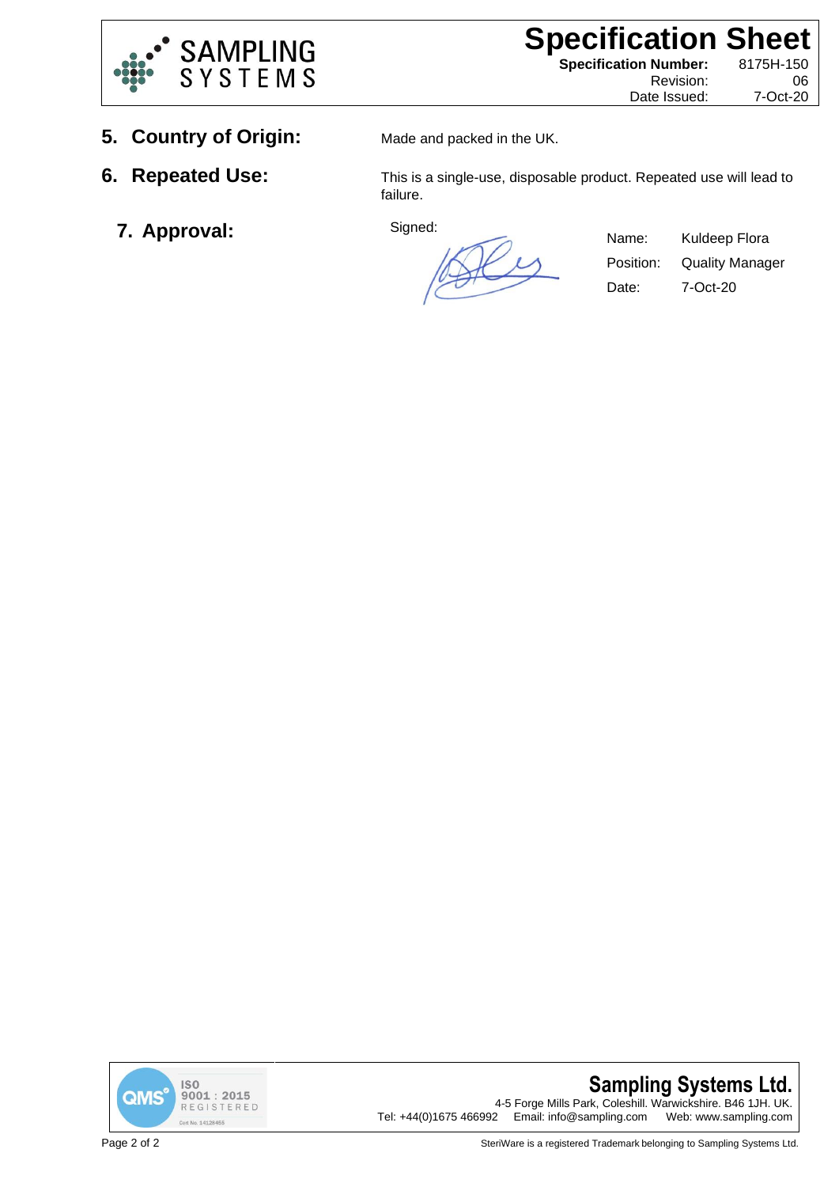## 5. Country of Origin:

Made and packed in the UK.

## 6. Repeated Use:

This is a single-use, disposable product. Repeated use will lead to failure.

## 7. Approval:

Signed:

| | |
|---|---|
| Name: | Kuldeep Flora |
| Position: | Quality Manager |
| Date: | 7-Oct-20 |